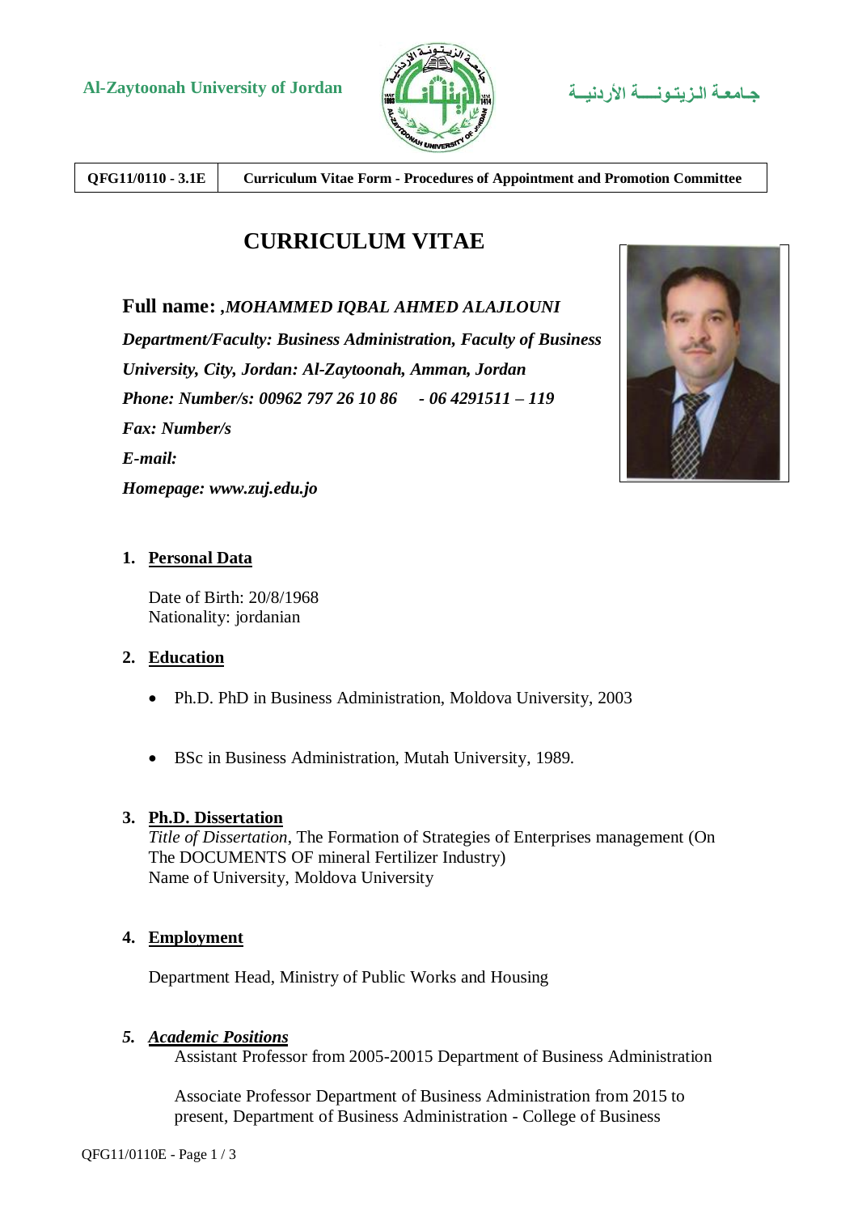Al-Zaytoonah University of Jordan

جـامعـة الـزيـتـونـــة الأردنيــة

| QFG11/0110 - 3.1E | Curriculum Vitae Form - Procedures of Appointment and Promotion Committee |
|---|---|

# CURRICULUM VITAE

**Full name:** *,MOHAMMED IQBAL AHMED ALAJLOUNI*

***Department/Faculty: Business Administration, Faculty of Business***

***University, City, Jordan: Al-Zaytoonah, Amman, Jordan***

***Phone: Number/s: 00962 797 26 10 86 - 06 4291511 – 119***

***Fax: Number/s***

***E-mail:***

***Homepage: www.zuj.edu.jo***

## 1. Personal Data

Date of Birth: 20/8/1968
Nationality: jordanian

## 2. Education

- Ph.D. PhD in Business Administration, Moldova University, 2003
- BSc in Business Administration, Mutah University, 1989.

## 3. Ph.D. Dissertation

*Title of Dissertation*, The Formation of Strategies of Enterprises management (On The DOCUMENTS OF mineral Fertilizer Industry)
Name of University, Moldova University

## 4. Employment

Department Head, Ministry of Public Works and Housing

## 5. *Academic Positions*

Assistant Professor from 2005-20015 Department of Business Administration

Associate Professor Department of Business Administration from 2015 to present, Department of Business Administration - College of Business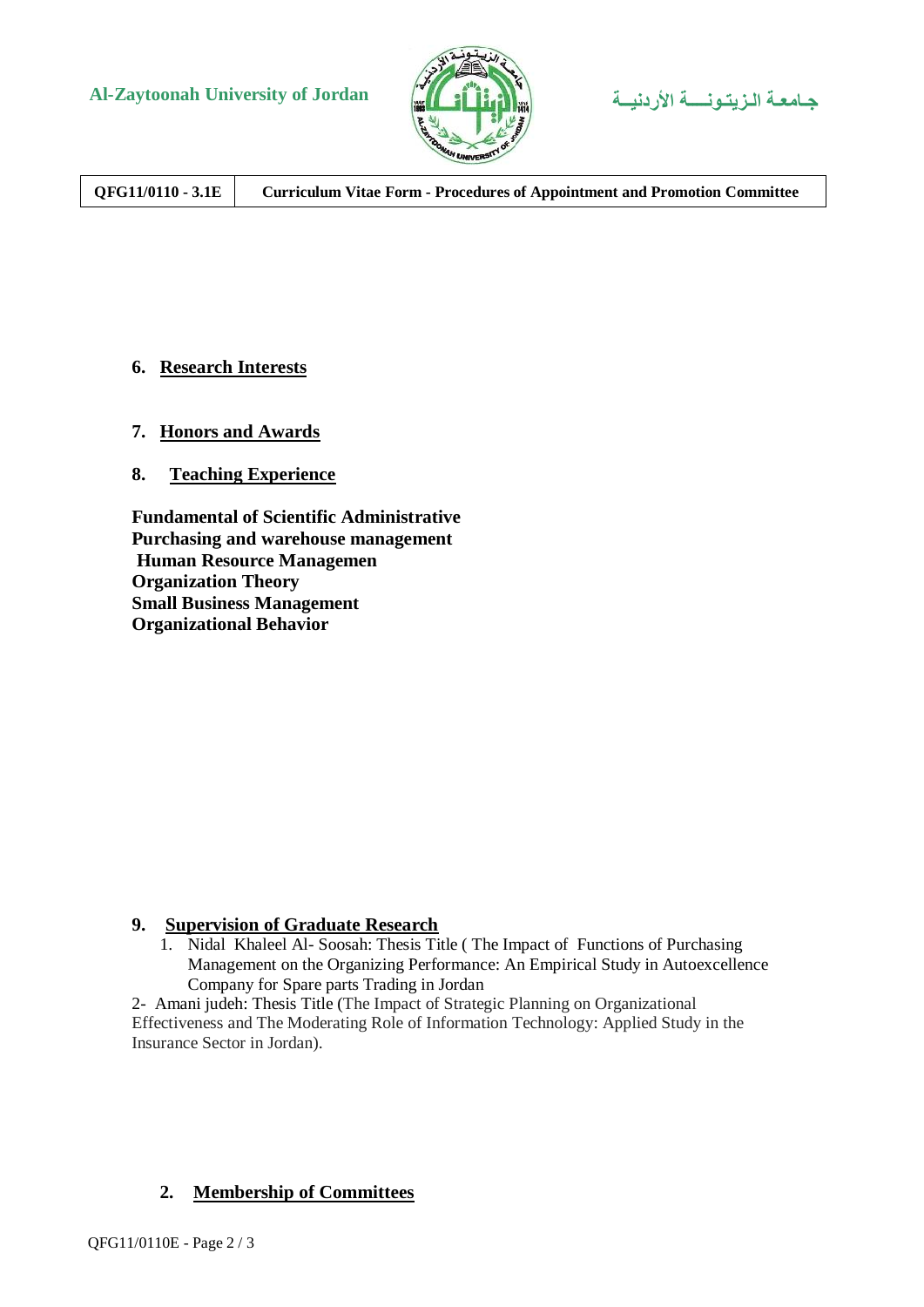6. **Research Interests**

7. **Honors and Awards**

8. **Teaching Experience**

**Fundamental of Scientific Administrative**
**Purchasing and warehouse management**
**Human Resource Managemen**
**Organization Theory**
**Small Business Management**
**Organizational Behavior**

9. **Supervision of Graduate Research**

1. Nidal Khaleel Al- Soosah: Thesis Title ( The Impact of Functions of Purchasing Management on the Organizing Performance: An Empirical Study in Autoexcellence Company for Spare parts Trading in Jordan

2- Amani judeh: Thesis Title (The Impact of Strategic Planning on Organizational Effectiveness and The Moderating Role of Information Technology: Applied Study in the Insurance Sector in Jordan).

2. **Membership of Committees**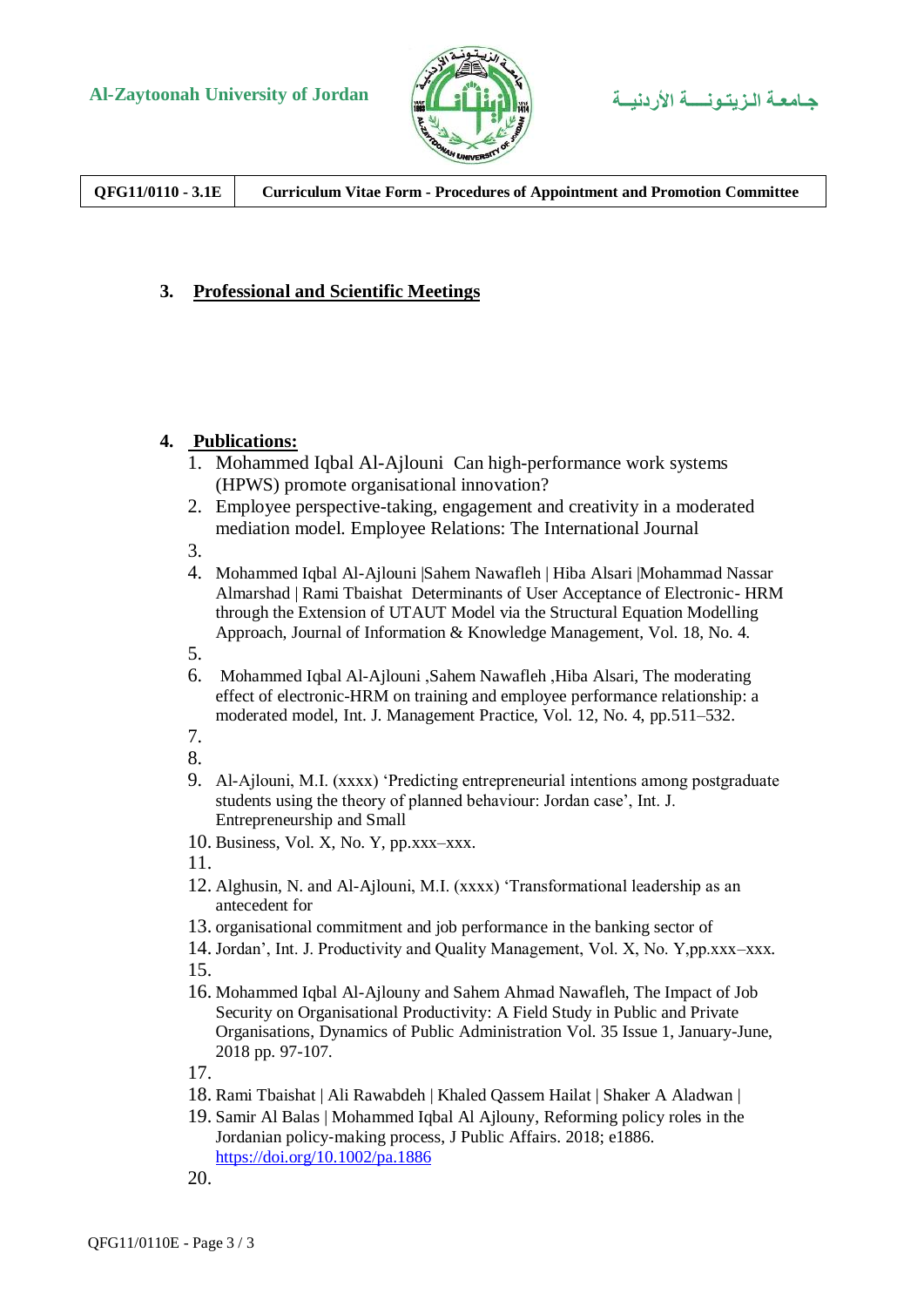Al-Zaytoonah University of Jordan

جـامعـة الـزيـتـونـــة الأردنيــة

| QFG11/0110 - 3.1E | Curriculum Vitae Form - Procedures of Appointment and Promotion Committee |
|---|---|

3. **Professional and Scientific Meetings**

4. **Publications:**

1. Mohammed Iqbal Al-Ajlouni Can high-performance work systems (HPWS) promote organisational innovation?
2. Employee perspective-taking, engagement and creativity in a moderated mediation model. Employee Relations: The International Journal
3. 
4. Mohammed Iqbal Al-Ajlouni |Sahem Nawafleh | Hiba Alsari |Mohammad Nassar Almarshad | Rami Tbaishat Determinants of User Acceptance of Electronic- HRM through the Extension of UTAUT Model via the Structural Equation Modelling Approach, Journal of Information & Knowledge Management, Vol. 18, No. 4.
5. 
6. Mohammed Iqbal Al-Ajlouni ,Sahem Nawafleh ,Hiba Alsari, The moderating effect of electronic-HRM on training and employee performance relationship: a moderated model, Int. J. Management Practice, Vol. 12, No. 4, pp.511–532.
7. 
8. 
9. Al-Ajlouni, M.I. (xxxx) 'Predicting entrepreneurial intentions among postgraduate students using the theory of planned behaviour: Jordan case', Int. J. Entrepreneurship and Small
10. Business, Vol. X, No. Y, pp.xxx–xxx.
11. 
12. Alghusin, N. and Al-Ajlouni, M.I. (xxxx) 'Transformational leadership as an antecedent for
13. organisational commitment and job performance in the banking sector of
14. Jordan', Int. J. Productivity and Quality Management, Vol. X, No. Y,pp.xxx–xxx.
15. 
16. Mohammed Iqbal Al-Ajlouny and Sahem Ahmad Nawafleh, The Impact of Job Security on Organisational Productivity: A Field Study in Public and Private Organisations, Dynamics of Public Administration Vol. 35 Issue 1, January-June, 2018 pp. 97-107.
17. 
18. Rami Tbaishat | Ali Rawabdeh | Khaled Qassem Hailat | Shaker A Aladwan |
19. Samir Al Balas | Mohammed Iqbal Al Ajlouny, Reforming policy roles in the Jordanian policy-making process, J Public Affairs. 2018; e1886. https://doi.org/10.1002/pa.1886
20.